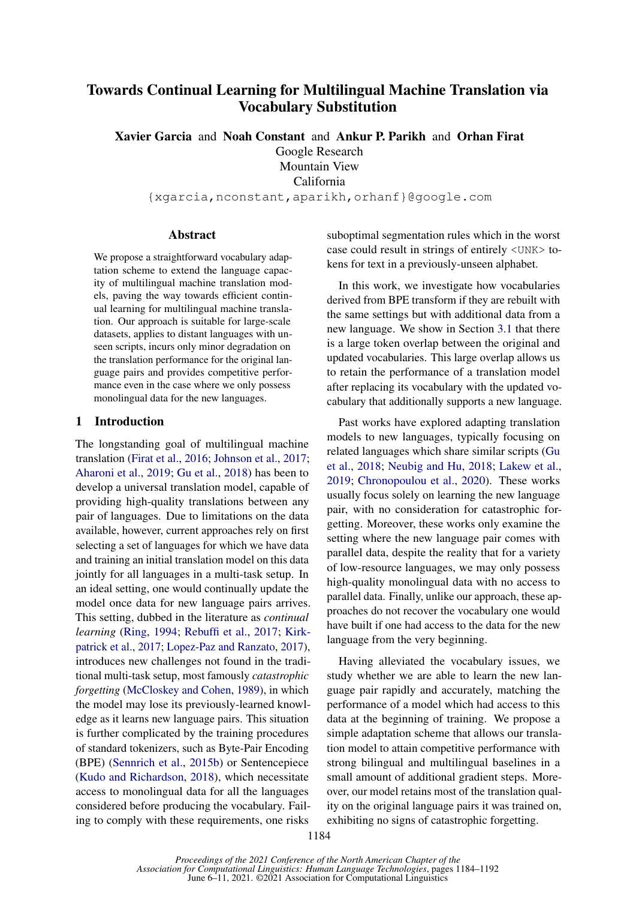# Towards Continual Learning for Multilingual Machine Translation via Vocabulary Substitution

**Xavier Garcia** and **Noah Constant** and **Ankur P. Parikh** and **Orhan Firat**
Google Research
Mountain View
California
{xgarcia,nconstant,aparikh,orhanf}@google.com

## Abstract

We propose a straightforward vocabulary adaptation scheme to extend the language capacity of multilingual machine translation models, paving the way towards efficient continual learning for multilingual machine translation. Our approach is suitable for large-scale datasets, applies to distant languages with unseen scripts, incurs only minor degradation on the translation performance for the original language pairs and provides competitive performance even in the case where we only possess monolingual data for the new languages.

## 1 Introduction

The longstanding goal of multilingual machine translation (Firat et al., 2016; Johnson et al., 2017; Aharoni et al., 2019; Gu et al., 2018) has been to develop a universal translation model, capable of providing high-quality translations between any pair of languages. Due to limitations on the data available, however, current approaches rely on first selecting a set of languages for which we have data and training an initial translation model on this data jointly for all languages in a multi-task setup. In an ideal setting, one would continually update the model once data for new language pairs arrives. This setting, dubbed in the literature as *continual learning* (Ring, 1994; Rebuffi et al., 2017; Kirkpatrick et al., 2017; Lopez-Paz and Ranzato, 2017), introduces new challenges not found in the traditional multi-task setup, most famously *catastrophic forgetting* (McCloskey and Cohen, 1989), in which the model may lose its previously-learned knowledge as it learns new language pairs. This situation is further complicated by the training procedures of standard tokenizers, such as Byte-Pair Encoding (BPE) (Sennrich et al., 2015b) or Sentencepiece (Kudo and Richardson, 2018), which necessitate access to monolingual data for all the languages considered before producing the vocabulary. Failing to comply with these requirements, one risks suboptimal segmentation rules which in the worst case could result in strings of entirely <UNK> tokens for text in a previously-unseen alphabet.

In this work, we investigate how vocabularies derived from BPE transform if they are rebuilt with the same settings but with additional data from a new language. We show in Section 3.1 that there is a large token overlap between the original and updated vocabularies. This large overlap allows us to retain the performance of a translation model after replacing its vocabulary with the updated vocabulary that additionally supports a new language.

Past works have explored adapting translation models to new languages, typically focusing on related languages which share similar scripts (Gu et al., 2018; Neubig and Hu, 2018; Lakew et al., 2019; Chronopoulou et al., 2020). These works usually focus solely on learning the new language pair, with no consideration for catastrophic forgetting. Moreover, these works only examine the setting where the new language pair comes with parallel data, despite the reality that for a variety of low-resource languages, we may only possess high-quality monolingual data with no access to parallel data. Finally, unlike our approach, these approaches do not recover the vocabulary one would have built if one had access to the data for the new language from the very beginning.

Having alleviated the vocabulary issues, we study whether we are able to learn the new language pair rapidly and accurately, matching the performance of a model which had access to this data at the beginning of training. We propose a simple adaptation scheme that allows our translation model to attain competitive performance with strong bilingual and multilingual baselines in a small amount of additional gradient steps. Moreover, our model retains most of the translation quality on the original language pairs it was trained on, exhibiting no signs of catastrophic forgetting.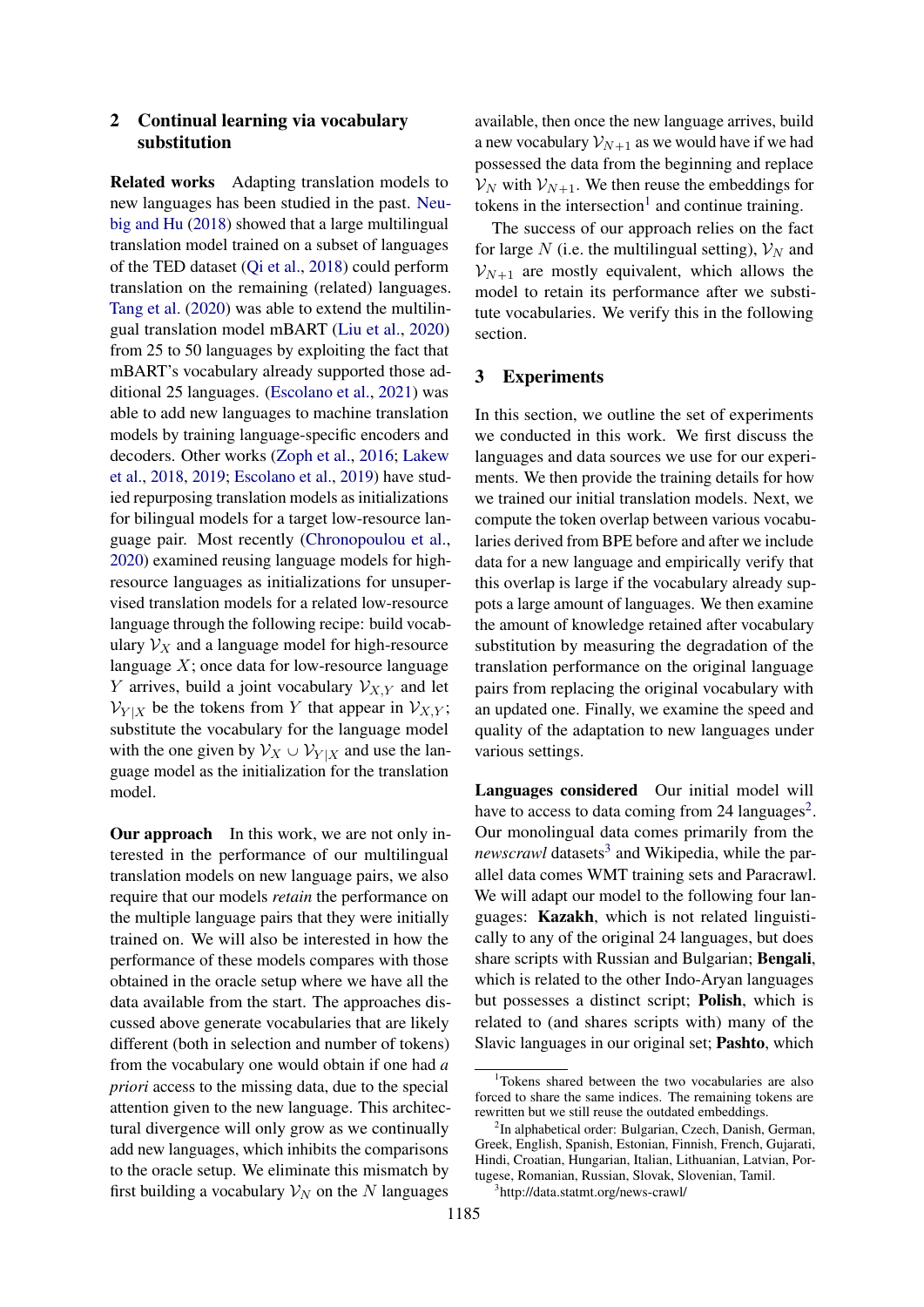## 2 Continual learning via vocabulary substitution

**Related works** Adapting translation models to new languages has been studied in the past. Neubig and Hu (2018) showed that a large multilingual translation model trained on a subset of languages of the TED dataset (Qi et al., 2018) could perform translation on the remaining (related) languages. Tang et al. (2020) was able to extend the multilingual translation model mBART (Liu et al., 2020) from 25 to 50 languages by exploiting the fact that mBART's vocabulary already supported those additional 25 languages. (Escolano et al., 2021) was able to add new languages to machine translation models by training language-specific encoders and decoders. Other works (Zoph et al., 2016; Lakew et al., 2018, 2019; Escolano et al., 2019) have studied repurposing translation models as initializations for bilingual models for a target low-resource language pair. Most recently (Chronopoulou et al., 2020) examined reusing language models for high-resource languages as initializations for unsupervised translation models for a related low-resource language through the following recipe: build vocabulary $\mathcal{V}_X$ and a language model for high-resource language $X$; once data for low-resource language $Y$ arrives, build a joint vocabulary $\mathcal{V}_{X,Y}$ and let $\mathcal{V}_{Y|X}$ be the tokens from $Y$ that appear in $\mathcal{V}_{X,Y}$; substitute the vocabulary for the language model with the one given by $\mathcal{V}_X \cup \mathcal{V}_{Y|X}$ and use the language model as the initialization for the translation model.

**Our approach** In this work, we are not only interested in the performance of our multilingual translation models on new language pairs, we also require that our models *retain* the performance on the multiple language pairs that they were initially trained on. We will also be interested in how the performance of these models compares with those obtained in the oracle setup where we have all the data available from the start. The approaches discussed above generate vocabularies that are likely different (both in selection and number of tokens) from the vocabulary one would obtain if one had *a priori* access to the missing data, due to the special attention given to the new language. This architectural divergence will only grow as we continually add new languages, which inhibits the comparisons to the oracle setup. We eliminate this mismatch by first building a vocabulary $\mathcal{V}_N$ on the $N$ languages available, then once the new language arrives, build a new vocabulary $\mathcal{V}_{N+1}$ as we would have if we had possessed the data from the beginning and replace $\mathcal{V}_N$ with $\mathcal{V}_{N+1}$. We then reuse the embeddings for tokens in the intersection[1] and continue training.

The success of our approach relies on the fact for large $N$ (i.e. the multilingual setting), $\mathcal{V}_N$ and $\mathcal{V}_{N+1}$ are mostly equivalent, which allows the model to retain its performance after we substitute vocabularies. We verify this in the following section.

## 3 Experiments

In this section, we outline the set of experiments we conducted in this work. We first discuss the languages and data sources we use for our experiments. We then provide the training details for how we trained our initial translation models. Next, we compute the token overlap between various vocabularies derived from BPE before and after we include data for a new language and empirically verify that this overlap is large if the vocabulary already supports a large amount of languages. We then examine the amount of knowledge retained after vocabulary substitution by measuring the degradation of the translation performance on the original language pairs from replacing the original vocabulary with an updated one. Finally, we examine the speed and quality of the adaptation to new languages under various settings.

**Languages considered** Our initial model will have to access to data coming from 24 languages[2]. Our monolingual data comes primarily from the *newscrawl* datasets[3] and Wikipedia, while the parallel data comes WMT training sets and Paracrawl. We will adapt our model to the following four languages: **Kazakh**, which is not related linguistically to any of the original 24 languages, but does share scripts with Russian and Bulgarian; **Bengali**, which is related to the other Indo-Aryan languages but possesses a distinct script; **Polish**, which is related to (and shares scripts with) many of the Slavic languages in our original set; **Pashto**, which

[1]Tokens shared between the two vocabularies are also forced to share the same indices. The remaining tokens are rewritten but we still reuse the outdated embeddings.

[2]In alphabetical order: Bulgarian, Czech, Danish, German, Greek, English, Spanish, Estonian, Finnish, French, Gujarati, Hindi, Croatian, Hungarian, Italian, Lithuanian, Latvian, Portugese, Romanian, Russian, Slovak, Slovenian, Tamil.

[3]http://data.statmt.org/news-crawl/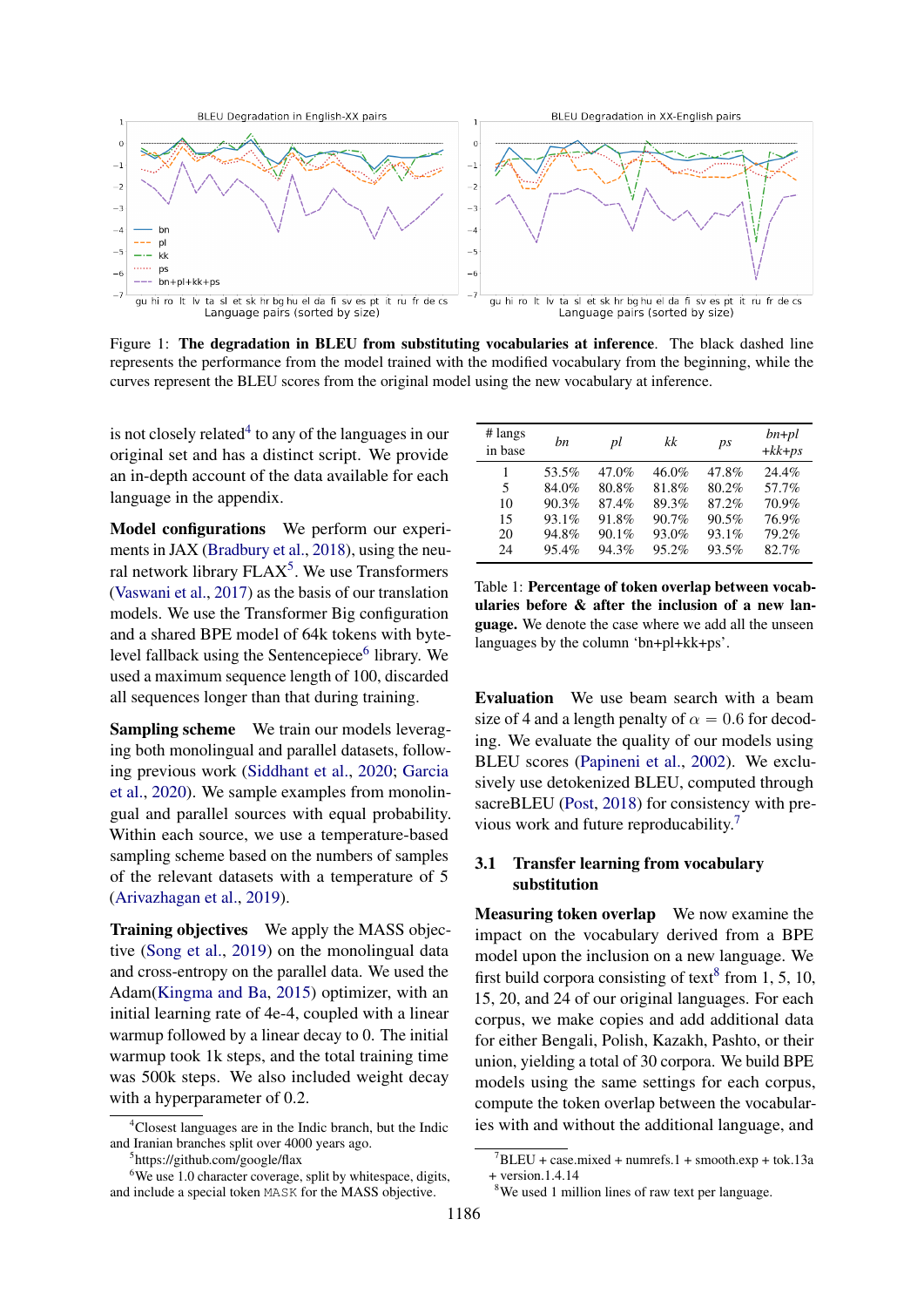Figure 1: **The degradation in BLEU from substituting vocabularies at inference**. The black dashed line represents the performance from the model trained with the modified vocabulary from the beginning, while the curves represent the BLEU scores from the original model using the new vocabulary at inference.

is not closely related[4] to any of the languages in our original set and has a distinct script. We provide an in-depth account of the data available for each language in the appendix.

**Model configurations** We perform our experiments in JAX (Bradbury et al., 2018), using the neural network library FLAX[5]. We use Transformers (Vaswani et al., 2017) as the basis of our translation models. We use the Transformer Big configuration and a shared BPE model of 64k tokens with byte-level fallback using the Sentencepiece[6] library. We used a maximum sequence length of 100, discarded all sequences longer than that during training.

**Sampling scheme** We train our models leveraging both monolingual and parallel datasets, following previous work (Siddhant et al., 2020; Garcia et al., 2020). We sample examples from monolingual and parallel sources with equal probability. Within each source, we use a temperature-based sampling scheme based on the numbers of samples of the relevant datasets with a temperature of 5 (Arivazhagan et al., 2019).

**Training objectives** We apply the MASS objective (Song et al., 2019) on the monolingual data and cross-entropy on the parallel data. We used the Adam(Kingma and Ba, 2015) optimizer, with an initial learning rate of 4e-4, coupled with a linear warmup followed by a linear decay to 0. The initial warmup took 1k steps, and the total training time was 500k steps. We also included weight decay with a hyperparameter of 0.2.

| # langs in base | *bn* | *pl* | *kk* | *ps* | *bn+pl +kk+ps* |
|---|---|---|---|---|---|
| 1 | 53.5% | 47.0% | 46.0% | 47.8% | 24.4% |
| 5 | 84.0% | 80.8% | 81.8% | 80.2% | 57.7% |
| 10 | 90.3% | 87.4% | 89.3% | 87.2% | 70.9% |
| 15 | 93.1% | 91.8% | 90.7% | 90.5% | 76.9% |
| 20 | 94.8% | 90.1% | 93.0% | 93.1% | 79.2% |
| 24 | 95.4% | 94.3% | 95.2% | 93.5% | 82.7% |

Table 1: **Percentage of token overlap between vocabularies before & after the inclusion of a new language.** We denote the case where we add all the unseen languages by the column 'bn+pl+kk+ps'.

**Evaluation** We use beam search with a beam size of 4 and a length penalty of $\alpha = 0.6$ for decoding. We evaluate the quality of our models using BLEU scores (Papineni et al., 2002). We exclusively use detokenized BLEU, computed through sacreBLEU (Post, 2018) for consistency with previous work and future reproducibility.[7]

### 3.1 Transfer learning from vocabulary substitution

**Measuring token overlap** We now examine the impact on the vocabulary derived from a BPE model upon the inclusion on a new language. We first build corpora consisting of text[8] from 1, 5, 10, 15, 20, and 24 of our original languages. For each corpus, we make copies and add additional data for either Bengali, Polish, Kazakh, Pashto, or their union, yielding a total of 30 corpora. We build BPE models using the same settings for each corpus, compute the token overlap between the vocabularies with and without the additional language, and

[4] Closest languages are in the Indic branch, but the Indic and Iranian branches split over 4000 years ago.

[5] https://github.com/google/flax

[6] We use 1.0 character coverage, split by whitespace, digits, and include a special token MASK for the MASS objective.

[7] BLEU + case.mixed + numrefs.1 + smooth.exp + tok.13a + version.1.4.14

[8] We used 1 million lines of raw text per language.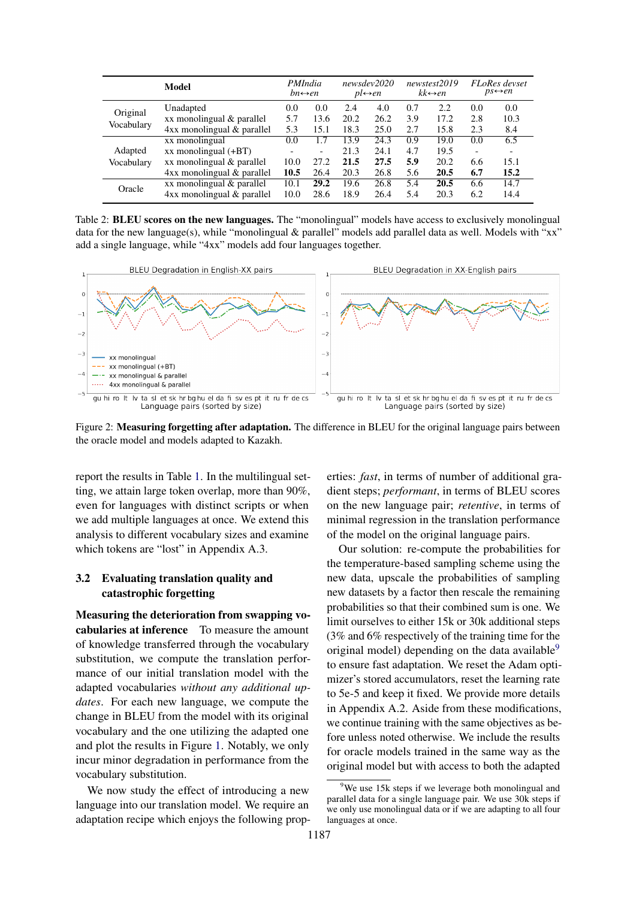| | Model | PMIndia bn↔en | | newsdev2020 pl↔en | | newstest2019 kk↔en | | FLoRes devset ps↔en | |
|---|---|---|---|---|---|---|---|---|---|
| Original Vocabulary | Unadapted | 0.0 | 0.0 | 2.4 | 4.0 | 0.7 | 2.2 | 0.0 | 0.0 |
| | xx monolingual & parallel | 5.7 | 13.6 | 20.2 | 26.2 | 3.9 | 17.2 | 2.8 | 10.3 |
| | 4xx monolingual & parallel | 5.3 | 15.1 | 18.3 | 25.0 | 2.7 | 15.8 | 2.3 | 8.4 |
| Adapted Vocabulary | xx monolingual | 0.0 | 1.7 | 13.9 | 24.3 | 0.9 | 19.0 | 0.0 | 6.5 |
| | xx monolingual (+BT) | - | - | 21.3 | 24.1 | 4.7 | 19.5 | - | - |
| | xx monolingual & parallel | 10.0 | 27.2 | **21.5** | **27.5** | **5.9** | 20.2 | 6.6 | 15.1 |
| | 4xx monolingual & parallel | **10.5** | 26.4 | 20.3 | 26.8 | 5.6 | **20.5** | **6.7** | **15.2** |
| Oracle | xx monolingual & parallel | 10.1 | **29.2** | 19.6 | 26.8 | 5.4 | **20.5** | 6.6 | 14.7 |
| | 4xx monolingual & parallel | 10.0 | 28.6 | 18.9 | 26.4 | 5.4 | 20.3 | 6.2 | 14.4 |

Table 2: **BLEU scores on the new languages.** The "monolingual" models have access to exclusively monolingual data for the new language(s), while "monolingual & parallel" models add parallel data as well. Models with "xx" add a single language, while "4xx" models add four languages together.

Figure 2: **Measuring forgetting after adaptation.** The difference in BLEU for the original language pairs between the oracle model and models adapted to Kazakh.

report the results in Table 1. In the multilingual setting, we attain large token overlap, more than 90%, even for languages with distinct scripts or when we add multiple languages at once. We extend this analysis to different vocabulary sizes and examine which tokens are "lost" in Appendix A.3.

### 3.2 Evaluating translation quality and catastrophic forgetting

**Measuring the deterioration from swapping vocabularies at inference** To measure the amount of knowledge transferred through the vocabulary substitution, we compute the translation performance of our initial translation model with the adapted vocabularies *without any additional updates*. For each new language, we compute the change in BLEU from the model with its original vocabulary and the one utilizing the adapted one and plot the results in Figure 1. Notably, we only incur minor degradation in performance from the vocabulary substitution.

We now study the effect of introducing a new language into our translation model. We require an adaptation recipe which enjoys the following properties: *fast*, in terms of number of additional gradient steps; *performant*, in terms of BLEU scores on the new language pair; *retentive*, in terms of minimal regression in the translation performance of the model on the original language pairs.

Our solution: re-compute the probabilities for the temperature-based sampling scheme using the new data, upscale the probabilities of sampling new datasets by a factor then rescale the remaining probabilities so that their combined sum is one. We limit ourselves to either 15k or 30k additional steps (3% and 6% respectively of the training time for the original model) depending on the data available[9] to ensure fast adaptation. We reset the Adam optimizer's stored accumulators, reset the learning rate to 5e-5 and keep it fixed. We provide more details in Appendix A.2. Aside from these modifications, we continue training with the same objectives as before unless noted otherwise. We include the results for oracle models trained in the same way as the original model but with access to both the adapted

[9] We use 15k steps if we leverage both monolingual and parallel data for a single language pair. We use 30k steps if we only use monolingual data or if we are adapting to all four languages at once.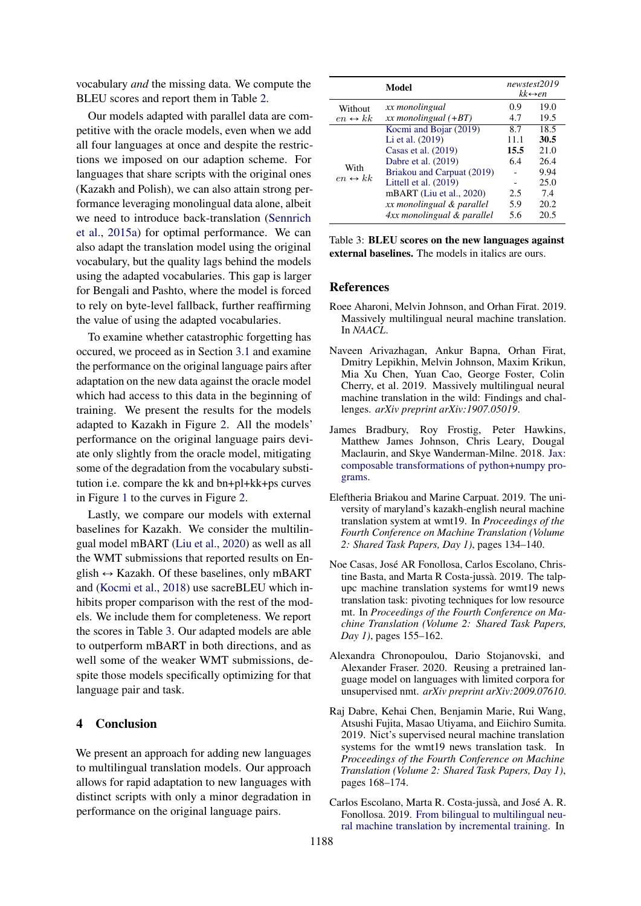vocabulary *and* the missing data. We compute the BLEU scores and report them in Table 2.

Our models adapted with parallel data are competitive with the oracle models, even when we add all four languages at once and despite the restrictions we imposed on our adaption scheme. For languages that share scripts with the original ones (Kazakh and Polish), we can also attain strong performance leveraging monolingual data alone, albeit we need to introduce back-translation (Sennrich et al., 2015a) for optimal performance. We can also adapt the translation model using the original vocabulary, but the quality lags behind the models using the adapted vocabularies. This gap is larger for Bengali and Pashto, where the model is forced to rely on byte-level fallback, further reaffirming the value of using the adapted vocabularies.

To examine whether catastrophic forgetting has occured, we proceed as in Section 3.1 and examine the performance on the original language pairs after adaptation on the new data against the oracle model which had access to this data in the beginning of training. We present the results for the models adapted to Kazakh in Figure 2. All the models' performance on the original language pairs deviate only slightly from the oracle model, mitigating some of the degradation from the vocabulary substitution i.e. compare the kk and bn+pl+kk+ps curves in Figure 1 to the curves in Figure 2.

Lastly, we compare our models with external baselines for Kazakh. We consider the multilingual model mBART (Liu et al., 2020) as well as all the WMT submissions that reported results on English ↔ Kazakh. Of these baselines, only mBART and (Kocmi et al., 2018) use sacreBLEU which inhibits proper comparison with the rest of the models. We include them for completeness. We report the scores in Table 3. Our adapted models are able to outperform mBART in both directions, and as well some of the weaker WMT submissions, despite those models specifically optimizing for that language pair and task.

## 4 Conclusion

We present an approach for adding new languages to multilingual translation models. Our approach allows for rapid adaptation to new languages with distinct scripts with only a minor degradation in performance on the original language pairs.

| | Model | newstest2019 kk↔en | |
|---|---|---|---|
| Without $en \leftrightarrow kk$ | *xx monolingual* | 0.9 | 19.0 |
| | *xx monolingual (+BT)* | 4.7 | 19.5 |
| With $en \leftrightarrow kk$ | Kocmi and Bojar (2019) | 8.7 | 18.5 |
| | Li et al. (2019) | 11.1 | **30.5** |
| | Casas et al. (2019) | **15.5** | 21.0 |
| | Dabre et al. (2019) | 6.4 | 26.4 |
| | Briakou and Carpuat (2019) | - | 9.94 |
| | Littell et al. (2019) | - | 25.0 |
| | mBART (Liu et al., 2020) | 2.5 | 7.4 |
| | *xx monolingual & parallel* | 5.9 | 20.2 |
| | *4xx monolingual & parallel* | 5.6 | 20.5 |

Table 3: **BLEU scores on the new languages against external baselines.** The models in italics are ours.

## References

Roee Aharoni, Melvin Johnson, and Orhan Firat. 2019. Massively multilingual neural machine translation. In *NAACL*.

Naveen Arivazhagan, Ankur Bapna, Orhan Firat, Dmitry Lepikhin, Melvin Johnson, Maxim Krikun, Mia Xu Chen, Yuan Cao, George Foster, Colin Cherry, et al. 2019. Massively multilingual neural machine translation in the wild: Findings and challenges. *arXiv preprint arXiv:1907.05019*.

James Bradbury, Roy Frostig, Peter Hawkins, Matthew James Johnson, Chris Leary, Dougal Maclaurin, and Skye Wanderman-Milne. 2018. Jax: composable transformations of python+numpy programs.

Eleftheria Briakou and Marine Carpuat. 2019. The university of maryland's kazakh-english neural machine translation system at wmt19. In *Proceedings of the Fourth Conference on Machine Translation (Volume 2: Shared Task Papers, Day 1)*, pages 134–140.

Noe Casas, José AR Fonollosa, Carlos Escolano, Christine Basta, and Marta R Costa-jussà. 2019. The talp-upc machine translation systems for wmt19 news translation task: pivoting techniques for low resource mt. In *Proceedings of the Fourth Conference on Machine Translation (Volume 2: Shared Task Papers, Day 1)*, pages 155–162.

Alexandra Chronopoulou, Dario Stojanovski, and Alexander Fraser. 2020. Reusing a pretrained language model on languages with limited corpora for unsupervised nmt. *arXiv preprint arXiv:2009.07610*.

Raj Dabre, Kehai Chen, Benjamin Marie, Rui Wang, Atsushi Fujita, Masao Utiyama, and Eiichiro Sumita. 2019. Nict's supervised neural machine translation systems for the wmt19 news translation task. In *Proceedings of the Fourth Conference on Machine Translation (Volume 2: Shared Task Papers, Day 1)*, pages 168–174.

Carlos Escolano, Marta R. Costa-jussà, and José A. R. Fonollosa. 2019. From bilingual to multilingual neural machine translation by incremental training. In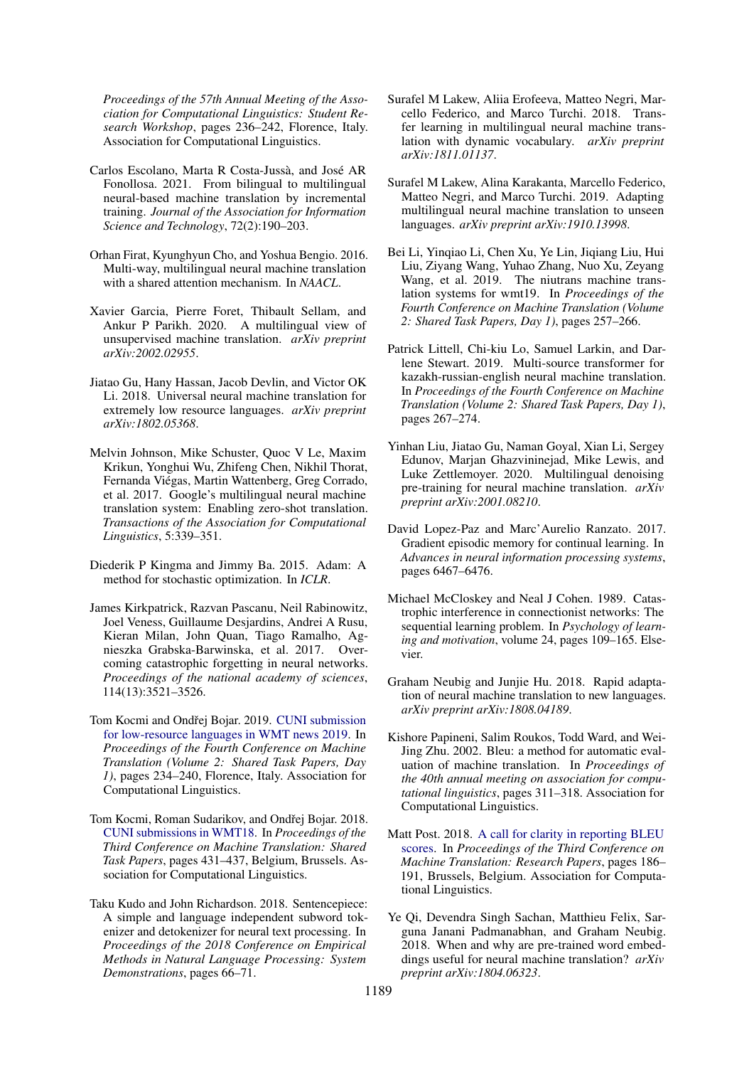*Proceedings of the 57th Annual Meeting of the Association for Computational Linguistics: Student Research Workshop*, pages 236–242, Florence, Italy. Association for Computational Linguistics.

Carlos Escolano, Marta R Costa-Jussà, and José AR Fonollosa. 2021. From bilingual to multilingual neural-based machine translation by incremental training. *Journal of the Association for Information Science and Technology*, 72(2):190–203.

Orhan Firat, Kyunghyun Cho, and Yoshua Bengio. 2016. Multi-way, multilingual neural machine translation with a shared attention mechanism. In *NAACL*.

Xavier Garcia, Pierre Foret, Thibault Sellam, and Ankur P Parikh. 2020. A multilingual view of unsupervised machine translation. *arXiv preprint arXiv:2002.02955*.

Jiatao Gu, Hany Hassan, Jacob Devlin, and Victor OK Li. 2018. Universal neural machine translation for extremely low resource languages. *arXiv preprint arXiv:1802.05368*.

Melvin Johnson, Mike Schuster, Quoc V Le, Maxim Krikun, Yonghui Wu, Zhifeng Chen, Nikhil Thorat, Fernanda Viégas, Martin Wattenberg, Greg Corrado, et al. 2017. Google's multilingual neural machine translation system: Enabling zero-shot translation. *Transactions of the Association for Computational Linguistics*, 5:339–351.

Diederik P Kingma and Jimmy Ba. 2015. Adam: A method for stochastic optimization. In *ICLR*.

James Kirkpatrick, Razvan Pascanu, Neil Rabinowitz, Joel Veness, Guillaume Desjardins, Andrei A Rusu, Kieran Milan, John Quan, Tiago Ramalho, Agnieszka Grabska-Barwinska, et al. 2017. Overcoming catastrophic forgetting in neural networks. *Proceedings of the national academy of sciences*, 114(13):3521–3526.

Tom Kocmi and Ondřej Bojar. 2019. CUNI submission for low-resource languages in WMT news 2019. In *Proceedings of the Fourth Conference on Machine Translation (Volume 2: Shared Task Papers, Day 1)*, pages 234–240, Florence, Italy. Association for Computational Linguistics.

Tom Kocmi, Roman Sudarikov, and Ondřej Bojar. 2018. CUNI submissions in WMT18. In *Proceedings of the Third Conference on Machine Translation: Shared Task Papers*, pages 431–437, Belgium, Brussels. Association for Computational Linguistics.

Taku Kudo and John Richardson. 2018. Sentencepiece: A simple and language independent subword tokenizer and detokenizer for neural text processing. In *Proceedings of the 2018 Conference on Empirical Methods in Natural Language Processing: System Demonstrations*, pages 66–71.

Surafel M Lakew, Aliia Erofeeva, Matteo Negri, Marcello Federico, and Marco Turchi. 2018. Transfer learning in multilingual neural machine translation with dynamic vocabulary. *arXiv preprint arXiv:1811.01137*.

Surafel M Lakew, Alina Karakanta, Marcello Federico, Matteo Negri, and Marco Turchi. 2019. Adapting multilingual neural machine translation to unseen languages. *arXiv preprint arXiv:1910.13998*.

Bei Li, Yinqiao Li, Chen Xu, Ye Lin, Jiqiang Liu, Hui Liu, Ziyang Wang, Yuhao Zhang, Nuo Xu, Zeyang Wang, et al. 2019. The niutrans machine translation systems for wmt19. In *Proceedings of the Fourth Conference on Machine Translation (Volume 2: Shared Task Papers, Day 1)*, pages 257–266.

Patrick Littell, Chi-kiu Lo, Samuel Larkin, and Darlene Stewart. 2019. Multi-source transformer for kazakh-russian-english neural machine translation. In *Proceedings of the Fourth Conference on Machine Translation (Volume 2: Shared Task Papers, Day 1)*, pages 267–274.

Yinhan Liu, Jiatao Gu, Naman Goyal, Xian Li, Sergey Edunov, Marjan Ghazvininejad, Mike Lewis, and Luke Zettlemoyer. 2020. Multilingual denoising pre-training for neural machine translation. *arXiv preprint arXiv:2001.08210*.

David Lopez-Paz and Marc'Aurelio Ranzato. 2017. Gradient episodic memory for continual learning. In *Advances in neural information processing systems*, pages 6467–6476.

Michael McCloskey and Neal J Cohen. 1989. Catastrophic interference in connectionist networks: The sequential learning problem. In *Psychology of learning and motivation*, volume 24, pages 109–165. Elsevier.

Graham Neubig and Junjie Hu. 2018. Rapid adaptation of neural machine translation to new languages. *arXiv preprint arXiv:1808.04189*.

Kishore Papineni, Salim Roukos, Todd Ward, and Wei-Jing Zhu. 2002. Bleu: a method for automatic evaluation of machine translation. In *Proceedings of the 40th annual meeting on association for computational linguistics*, pages 311–318. Association for Computational Linguistics.

Matt Post. 2018. A call for clarity in reporting BLEU scores. In *Proceedings of the Third Conference on Machine Translation: Research Papers*, pages 186–191, Brussels, Belgium. Association for Computational Linguistics.

Ye Qi, Devendra Singh Sachan, Matthieu Felix, Sarguna Janani Padmanabhan, and Graham Neubig. 2018. When and why are pre-trained word embeddings useful for neural machine translation? *arXiv preprint arXiv:1804.06323*.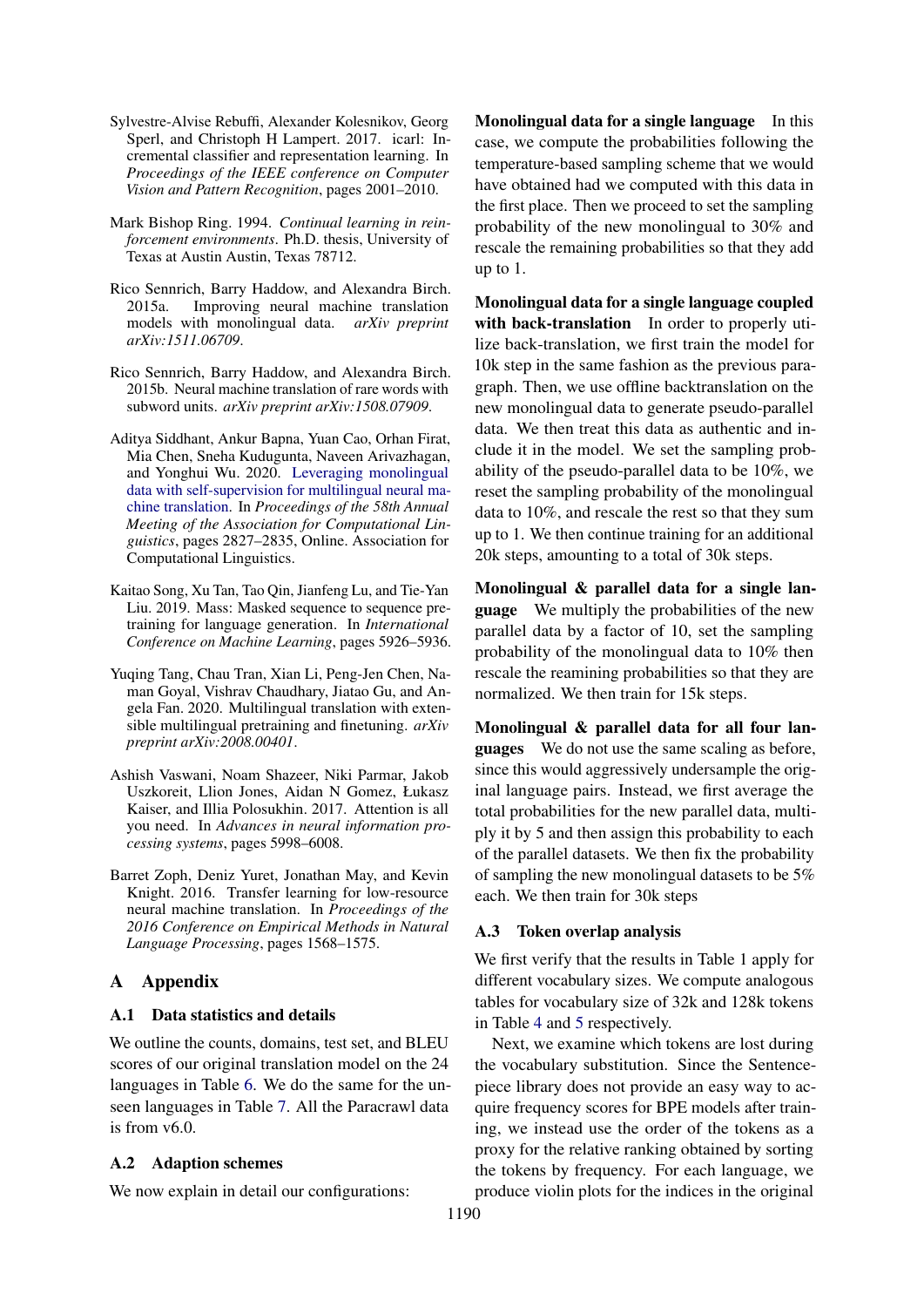Sylvestre-Alvise Rebuffi, Alexander Kolesnikov, Georg Sperl, and Christoph H Lampert. 2017. icarl: Incremental classifier and representation learning. In *Proceedings of the IEEE conference on Computer Vision and Pattern Recognition*, pages 2001–2010.

Mark Bishop Ring. 1994. *Continual learning in reinforcement environments*. Ph.D. thesis, University of Texas at Austin Austin, Texas 78712.

Rico Sennrich, Barry Haddow, and Alexandra Birch. 2015a. Improving neural machine translation models with monolingual data. *arXiv preprint arXiv:1511.06709*.

Rico Sennrich, Barry Haddow, and Alexandra Birch. 2015b. Neural machine translation of rare words with subword units. *arXiv preprint arXiv:1508.07909*.

Aditya Siddhant, Ankur Bapna, Yuan Cao, Orhan Firat, Mia Chen, Sneha Kudugunta, Naveen Arivazhagan, and Yonghui Wu. 2020. Leveraging monolingual data with self-supervision for multilingual neural machine translation. In *Proceedings of the 58th Annual Meeting of the Association for Computational Linguistics*, pages 2827–2835, Online. Association for Computational Linguistics.

Kaitao Song, Xu Tan, Tao Qin, Jianfeng Lu, and Tie-Yan Liu. 2019. Mass: Masked sequence to sequence pre-training for language generation. In *International Conference on Machine Learning*, pages 5926–5936.

Yuqing Tang, Chau Tran, Xian Li, Peng-Jen Chen, Naman Goyal, Vishrav Chaudhary, Jiatao Gu, and Angela Fan. 2020. Multilingual translation with extensible multilingual pretraining and finetuning. *arXiv preprint arXiv:2008.00401*.

Ashish Vaswani, Noam Shazeer, Niki Parmar, Jakob Uszkoreit, Llion Jones, Aidan N Gomez, Łukasz Kaiser, and Illia Polosukhin. 2017. Attention is all you need. In *Advances in neural information processing systems*, pages 5998–6008.

Barret Zoph, Deniz Yuret, Jonathan May, and Kevin Knight. 2016. Transfer learning for low-resource neural machine translation. In *Proceedings of the 2016 Conference on Empirical Methods in Natural Language Processing*, pages 1568–1575.

# A Appendix

## A.1 Data statistics and details

We outline the counts, domains, test set, and BLEU scores of our original translation model on the 24 languages in Table 6. We do the same for the unseen languages in Table 7. All the Paracrawl data is from v6.0.

## A.2 Adaption schemes

We now explain in detail our configurations:

**Monolingual data for a single language** In this case, we compute the probabilities following the temperature-based sampling scheme that we would have obtained had we computed with this data in the first place. Then we proceed to set the sampling probability of the new monolingual to 30% and rescale the remaining probabilities so that they add up to 1.

**Monolingual data for a single language coupled with back-translation** In order to properly utilize back-translation, we first train the model for 10k step in the same fashion as the previous paragraph. Then, we use offline backtranslation on the new monolingual data to generate pseudo-parallel data. We then treat this data as authentic and include it in the model. We set the sampling probability of the pseudo-parallel data to be 10%, we reset the sampling probability of the monolingual data to 10%, and rescale the rest so that they sum up to 1. We then continue training for an additional 20k steps, amounting to a total of 30k steps.

**Monolingual & parallel data for a single language** We multiply the probabilities of the new parallel data by a factor of 10, set the sampling probability of the monolingual data to 10% then rescale the reamining probabilities so that they are normalized. We then train for 15k steps.

**Monolingual & parallel data for all four languages** We do not use the same scaling as before, since this would aggressively undersample the original language pairs. Instead, we first average the total probabilities for the new parallel data, multiply it by 5 and then assign this probability to each of the parallel datasets. We then fix the probability of sampling the new monolingual datasets to be 5% each. We then train for 30k steps

## A.3 Token overlap analysis

We first verify that the results in Table 1 apply for different vocabulary sizes. We compute analogous tables for vocabulary size of 32k and 128k tokens in Table 4 and 5 respectively.

Next, we examine which tokens are lost during the vocabulary substitution. Since the Sentencepiece library does not provide an easy way to acquire frequency scores for BPE models after training, we instead use the order of the tokens as a proxy for the relative ranking obtained by sorting the tokens by frequency. For each language, we produce violin plots for the indices in the original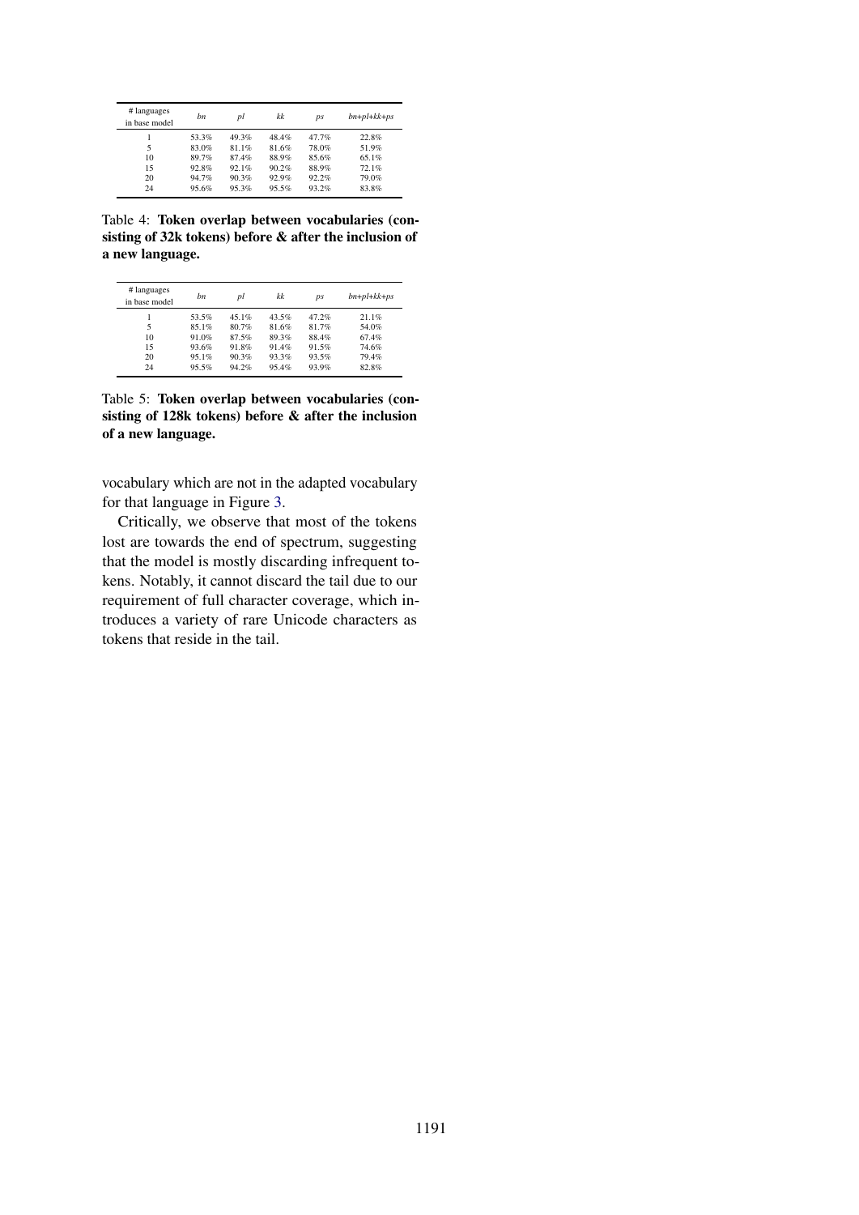| # languages in base model | *bn* | *pl* | *kk* | *ps* | *bn+pl+kk+ps* |
|---|---|---|---|---|---|
| 1 | 53.3% | 49.3% | 48.4% | 47.7% | 22.8% |
| 5 | 83.0% | 81.1% | 81.6% | 78.0% | 51.9% |
| 10 | 89.7% | 87.4% | 88.9% | 85.6% | 65.1% |
| 15 | 92.8% | 92.1% | 90.2% | 88.9% | 72.1% |
| 20 | 94.7% | 90.3% | 92.9% | 92.2% | 79.0% |
| 24 | 95.6% | 95.3% | 95.5% | 93.2% | 83.8% |

Table 4: **Token overlap between vocabularies (consisting of 32k tokens) before & after the inclusion of a new language.**

| # languages in base model | *bn* | *pl* | *kk* | *ps* | *bn+pl+kk+ps* |
|---|---|---|---|---|---|
| 1 | 53.5% | 45.1% | 43.5% | 47.2% | 21.1% |
| 5 | 85.1% | 80.7% | 81.6% | 81.7% | 54.0% |
| 10 | 91.0% | 87.5% | 89.3% | 88.4% | 67.4% |
| 15 | 93.6% | 91.8% | 91.4% | 91.5% | 74.6% |
| 20 | 95.1% | 90.3% | 93.3% | 93.5% | 79.4% |
| 24 | 95.5% | 94.2% | 95.4% | 93.9% | 82.8% |

Table 5: **Token overlap between vocabularies (consisting of 128k tokens) before & after the inclusion of a new language.**

vocabulary which are not in the adapted vocabulary for that language in Figure 3.

Critically, we observe that most of the tokens lost are towards the end of spectrum, suggesting that the model is mostly discarding infrequent tokens. Notably, it cannot discard the tail due to our requirement of full character coverage, which introduces a variety of rare Unicode characters as tokens that reside in the tail.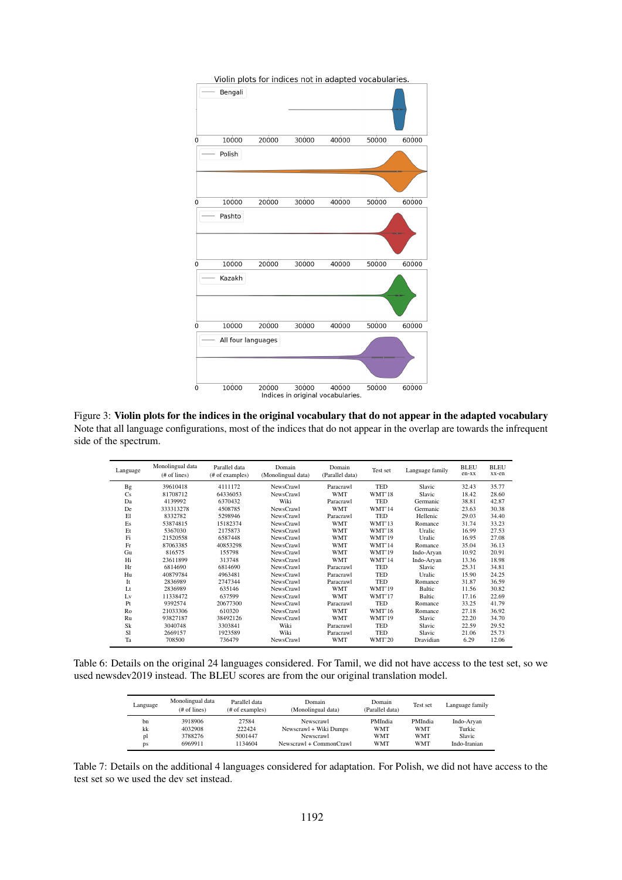Violin plots for indices not in adapted vocabularies.

Bengali

0 10000 20000 30000 40000 50000 60000

Polish

0 10000 20000 30000 40000 50000 60000

Pashto

0 10000 20000 30000 40000 50000 60000

Kazakh

0 10000 20000 30000 40000 50000 60000

All four languages

0 10000 20000 30000 40000 50000 60000

Indices in original vocabularies.

Figure 3: **Violin plots for the indices in the original vocabulary that do not appear in the adapted vocabulary** Note that all language configurations, most of the indices that do not appear in the overlap are towards the infrequent side of the spectrum.

| Language | Monolingual data (# of lines) | Parallel data (# of examples) | Domain (Monolingual data) | Domain (Parallel data) | Test set | Language family | BLEU en-xx | BLEU xx-en |
|---|---|---|---|---|---|---|---|---|
| Bg | 39610418 | 4111172 | NewsCrawl | Paracrawl | TED | Slavic | 32.43 | 35.77 |
| Cs | 81708712 | 64336053 | NewsCrawl | WMT | WMT'18 | Slavic | 18.42 | 28.60 |
| Da | 4139992 | 6370432 | Wiki | Paracrawl | TED | Germanic | 38.81 | 42.87 |
| De | 333313278 | 4508785 | NewsCrawl | WMT | WMT'14 | Germanic | 23.63 | 30.38 |
| El | 8332782 | 5298946 | NewsCrawl | Paracrawl | TED | Hellenic | 29.03 | 34.40 |
| Es | 53874815 | 15182374 | NewsCrawl | WMT | WMT'13 | Romance | 31.74 | 33.23 |
| Et | 5367030 | 2175873 | NewsCrawl | WMT | WMT'18 | Uralic | 16.99 | 27.53 |
| Fi | 21520558 | 6587448 | NewsCrawl | WMT | WMT'19 | Uralic | 16.95 | 27.08 |
| Fr | 87063385 | 40853298 | NewsCrawl | WMT | WMT'14 | Romance | 35.04 | 36.13 |
| Gu | 816575 | 155798 | NewsCrawl | WMT | WMT'19 | Indo-Aryan | 10.92 | 20.91 |
| Hi | 23611899 | 313748 | NewsCrawl | WMT | WMT'14 | Indo-Aryan | 13.36 | 18.98 |
| Hr | 6814690 | 6814690 | NewsCrawl | Paracrawl | TED | Slavic | 25.31 | 34.81 |
| Hu | 40879784 | 4963481 | NewsCrawl | Paracrawl | TED | Uralic | 15.90 | 24.25 |
| It | 2836989 | 2747344 | NewsCrawl | Paracrawl | TED | Romance | 31.87 | 36.59 |
| Lt | 2836989 | 635146 | NewsCrawl | WMT | WMT'19 | Baltic | 11.56 | 30.82 |
| Lv | 11338472 | 637599 | NewsCrawl | WMT | WMT'17 | Baltic | 17.16 | 22.69 |
| Pt | 9392574 | 20677300 | NewsCrawl | Paracrawl | TED | Romance | 33.25 | 41.79 |
| Ro | 21033306 | 610320 | NewsCrawl | WMT | WMT'16 | Romance | 27.18 | 36.92 |
| Ru | 93827187 | 38492126 | NewsCrawl | WMT | WMT'19 | Slavic | 22.20 | 34.70 |
| Sk | 3040748 | 3303841 | Wiki | Paracrawl | TED | Slavic | 22.59 | 29.52 |
| Sl | 2669157 | 1923589 | Wiki | Paracrawl | TED | Slavic | 21.06 | 25.73 |
| Ta | 708500 | 736479 | NewsCrawl | WMT | WMT'20 | Dravidian | 6.29 | 12.06 |

Table 6: Details on the original 24 languages considered. For Tamil, we did not have access to the test set, so we used newsdev2019 instead. The BLEU scores are from the our original translation model.

| Language | Monolingual data (# of lines) | Parallel data (# of examples) | Domain (Monolingual data) | Domain (Parallel data) | Test set | Language family |
|---|---|---|---|---|---|---|
| bn | 3918906 | 27584 | Newscrawl | PMIndia | PMIndia | Indo-Aryan |
| kk | 4032908 | 222424 | Newscrawl + Wiki Dumps | WMT | WMT | Turkic |
| pl | 3788276 | 5001447 | Newscrawl | WMT | WMT | Slavic |
| ps | 6969911 | 1134604 | Newscrawl + CommonCrawl | WMT | WMT | Indo-Iranian |

Table 7: Details on the additional 4 languages considered for adaptation. For Polish, we did not have access to the test set so we used the dev set instead.